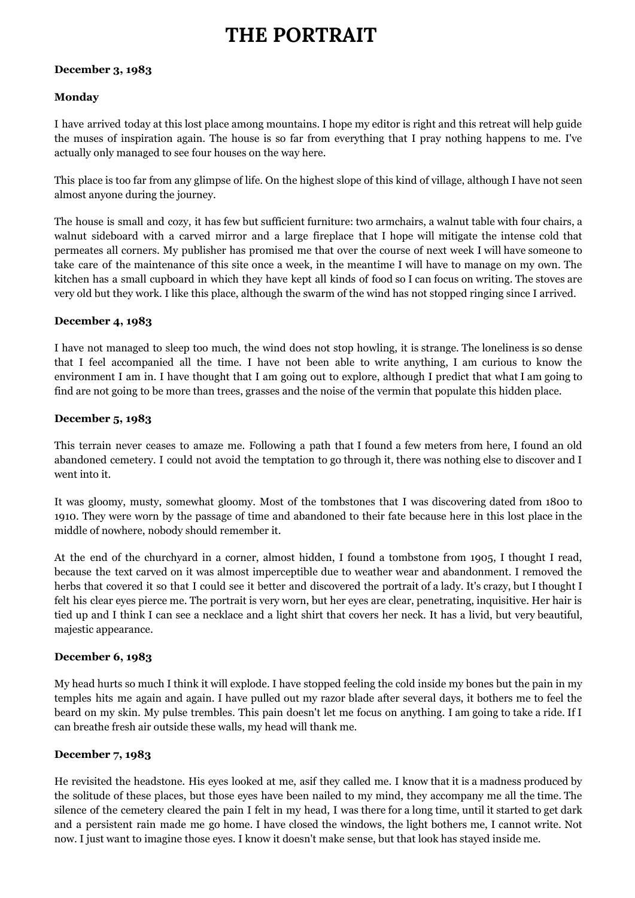# THE PORTRAIT

**December 3, 1983**

**Monday**

I have arrived today at this lost place among mountains. I hope my editor is right and this retreat will help guide the muses of inspiration again. The house is so far from everything that I pray nothing happens to me. I've actually only managed to see four houses on the way here.

This place is too far from any glimpse of life. On the highest slope of this kind of village, although I have not seen almost anyone during the journey.

The house is small and cozy, it has few but sufficient furniture: two armchairs, a walnut table with four chairs, a walnut sideboard with a carved mirror and a large fireplace that I hope will mitigate the intense cold that permeates all corners. My publisher has promised me that over the course of next week I will have someone to take care of the maintenance of this site once a week, in the meantime I will have to manage on my own. The kitchen has a small cupboard in which they have kept all kinds of food so I can focus on writing. The stoves are very old but they work. I like this place, although the swarm of the wind has not stopped ringing since I arrived.

**December 4, 1983**

I have not managed to sleep too much, the wind does not stop howling, it is strange. The loneliness is so dense that I feel accompanied all the time. I have not been able to write anything, I am curious to know the environment I am in. I have thought that I am going out to explore, although I predict that what I am going to find are not going to be more than trees, grasses and the noise of the vermin that populate this hidden place.

**December 5, 1983**

This terrain never ceases to amaze me. Following a path that I found a few meters from here, I found an old abandoned cemetery. I could not avoid the temptation to go through it, there was nothing else to discover and I went into it.

It was gloomy, musty, somewhat gloomy. Most of the tombstones that I was discovering dated from 1800 to 1910. They were worn by the passage of time and abandoned to their fate because here in this lost place in the middle of nowhere, nobody should remember it.

At the end of the churchyard in a corner, almost hidden, I found a tombstone from 1905, I thought I read, because the text carved on it was almost imperceptible due to weather wear and abandonment. I removed the herbs that covered it so that I could see it better and discovered the portrait of a lady. It's crazy, but I thought I felt his clear eyes pierce me. The portrait is very worn, but her eyes are clear, penetrating, inquisitive. Her hair is tied up and I think I can see a necklace and a light shirt that covers her neck. It has a livid, but very beautiful, majestic appearance.

**December 6, 1983**

My head hurts so much I think it will explode. I have stopped feeling the cold inside my bones but the pain in my temples hits me again and again. I have pulled out my razor blade after several days, it bothers me to feel the beard on my skin. My pulse trembles. This pain doesn't let me focus on anything. I am going to take a ride. If I can breathe fresh air outside these walls, my head will thank me.

**December 7, 1983**

He revisited the headstone. His eyes looked at me, asif they called me. I know that it is a madness produced by the solitude of these places, but those eyes have been nailed to my mind, they accompany me all the time. The silence of the cemetery cleared the pain I felt in my head, I was there for a long time, until it started to get dark and a persistent rain made me go home. I have closed the windows, the light bothers me, I cannot write. Not now. I just want to imagine those eyes. I know it doesn't make sense, but that look has stayed inside me.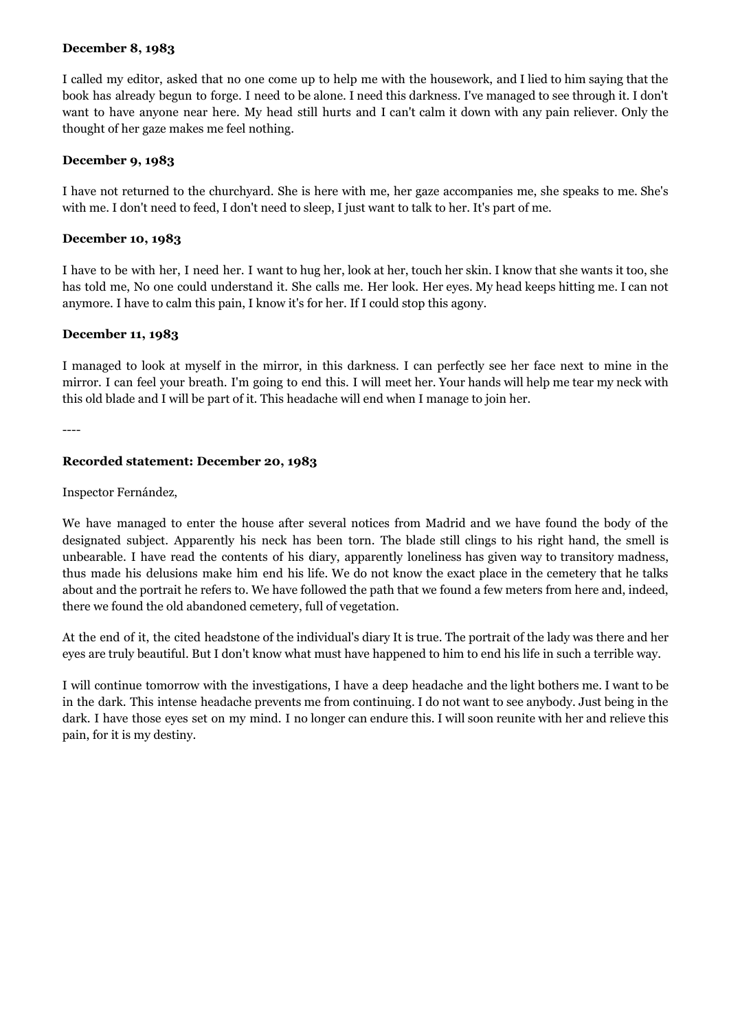**December 8, 1983**

I called my editor, asked that no one come up to help me with the housework, and I lied to him saying that the book has already begun to forge. I need to be alone. I need this darkness. I've managed to see through it. I don't want to have anyone near here. My head still hurts and I can't calm it down with any pain reliever. Only the thought of her gaze makes me feel nothing.

**December 9, 1983**

I have not returned to the churchyard. She is here with me, her gaze accompanies me, she speaks to me. She's with me. I don't need to feed, I don't need to sleep, I just want to talk to her. It's part of me.

**December 10, 1983**

I have to be with her, I need her. I want to hug her, look at her, touch her skin. I know that she wants it too, she has told me, No one could understand it. She calls me. Her look. Her eyes. My head keeps hitting me. I can not anymore. I have to calm this pain, I know it's for her. If I could stop this agony.

**December 11, 1983**

I managed to look at myself in the mirror, in this darkness. I can perfectly see her face next to mine in the mirror. I can feel your breath. I'm going to end this. I will meet her. Your hands will help me tear my neck with this old blade and I will be part of it. This headache will end when I manage to join her.

----

**Recorded statement: December 20, 1983**

Inspector Fernández,

We have managed to enter the house after several notices from Madrid and we have found the body of the designated subject. Apparently his neck has been torn. The blade still clings to his right hand, the smell is unbearable. I have read the contents of his diary, apparently loneliness has given way to transitory madness, thus made his delusions make him end his life. We do not know the exact place in the cemetery that he talks about and the portrait he refers to. We have followed the path that we found a few meters from here and, indeed, there we found the old abandoned cemetery, full of vegetation.

At the end of it, the cited headstone of the individual's diary It is true. The portrait of the lady was there and her eyes are truly beautiful. But I don't know what must have happened to him to end his life in such a terrible way.

I will continue tomorrow with the investigations, I have a deep headache and the light bothers me. I want to be in the dark. This intense headache prevents me from continuing. I do not want to see anybody. Just being in the dark. I have those eyes set on my mind. I no longer can endure this. I will soon reunite with her and relieve this pain, for it is my destiny.